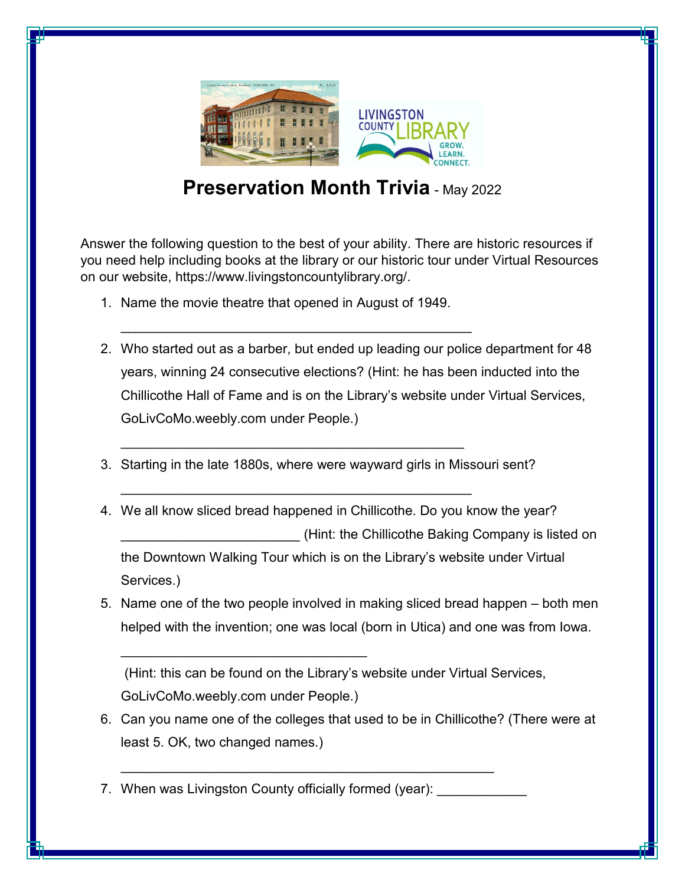# Preservation Month Trivia - May 2022

Answer the following question to the best of your ability. There are historic resources if you need help including books at the library or our historic tour under Virtual Resources on our website, https://www.livingstoncountylibrary.org/.

1. Name the movie theatre that opened in August of 1949.

   ______________________________________________

2. Who started out as a barber, but ended up leading our police department for 48 years, winning 24 consecutive elections? (Hint: he has been inducted into the Chillicothe Hall of Fame and is on the Library's website under Virtual Services, GoLivCoMo.weebly.com under People.)

   ______________________________________________

3. Starting in the late 1880s, where were wayward girls in Missouri sent?

   ______________________________________________

4. We all know sliced bread happened in Chillicothe. Do you know the year? ________________________ (Hint: the Chillicothe Baking Company is listed on the Downtown Walking Tour which is on the Library's website under Virtual Services.)

5. Name one of the two people involved in making sliced bread happen – both men helped with the invention; one was local (born in Utica) and one was from Iowa.

   ________________________________

   (Hint: this can be found on the Library's website under Virtual Services, GoLivCoMo.weebly.com under People.)

6. Can you name one of the colleges that used to be in Chillicothe? (There were at least 5. OK, two changed names.)

   ______________________________________________

7. When was Livingston County officially formed (year): ____________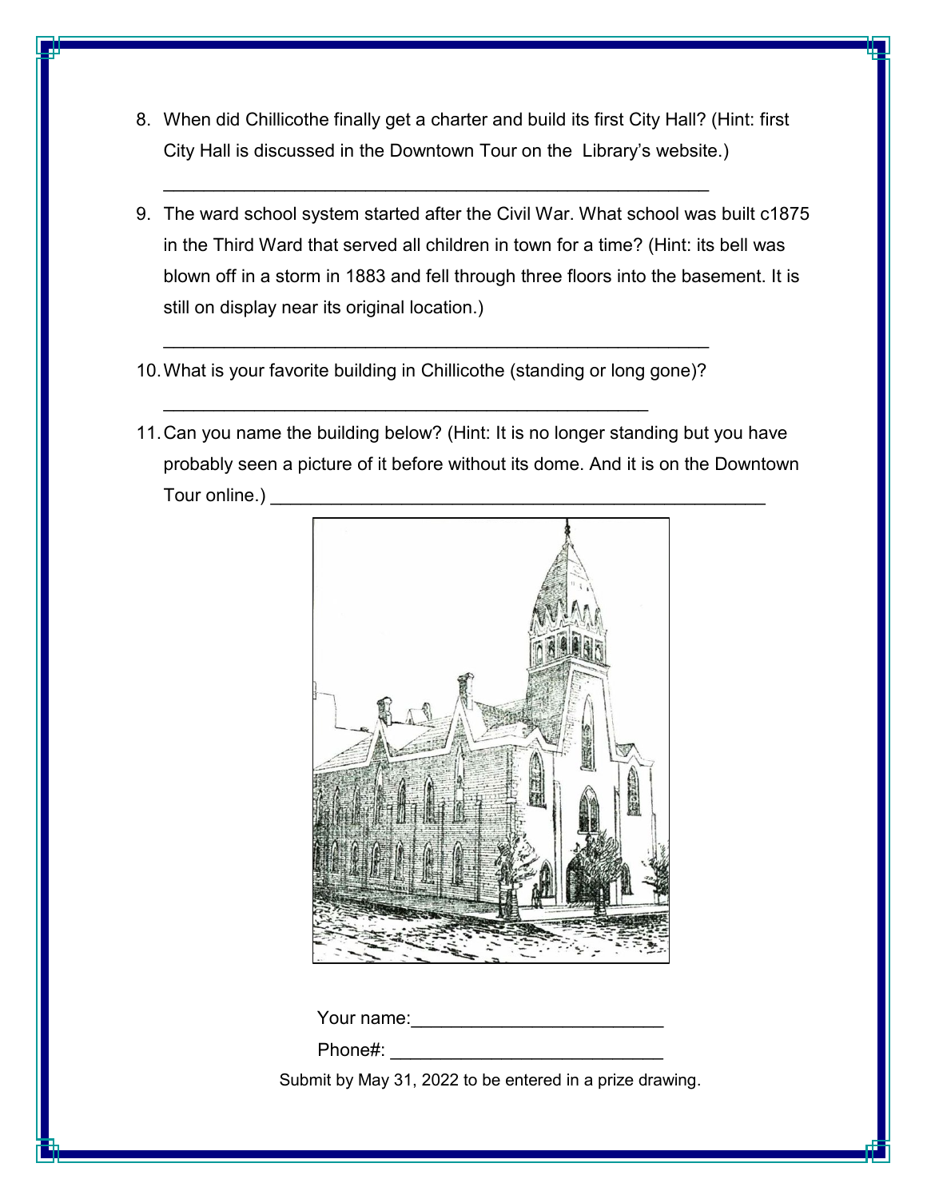8. When did Chillicothe finally get a charter and build its first City Hall? (Hint: first City Hall is discussed in the Downtown Tour on the Library's website.)

   ______________________________________________________

9. The ward school system started after the Civil War. What school was built c1875 in the Third Ward that served all children in town for a time? (Hint: its bell was blown off in a storm in 1883 and fell through three floors into the basement. It is still on display near its original location.)

   ______________________________________________________

10. What is your favorite building in Chillicothe (standing or long gone)?

    ________________________________________________

11. Can you name the building below? (Hint: It is no longer standing but you have probably seen a picture of it before without its dome. And it is on the Downtown Tour online.) ________________________________________________

Your name: ________________________

Phone#: __________________________

Submit by May 31, 2022 to be entered in a prize drawing.